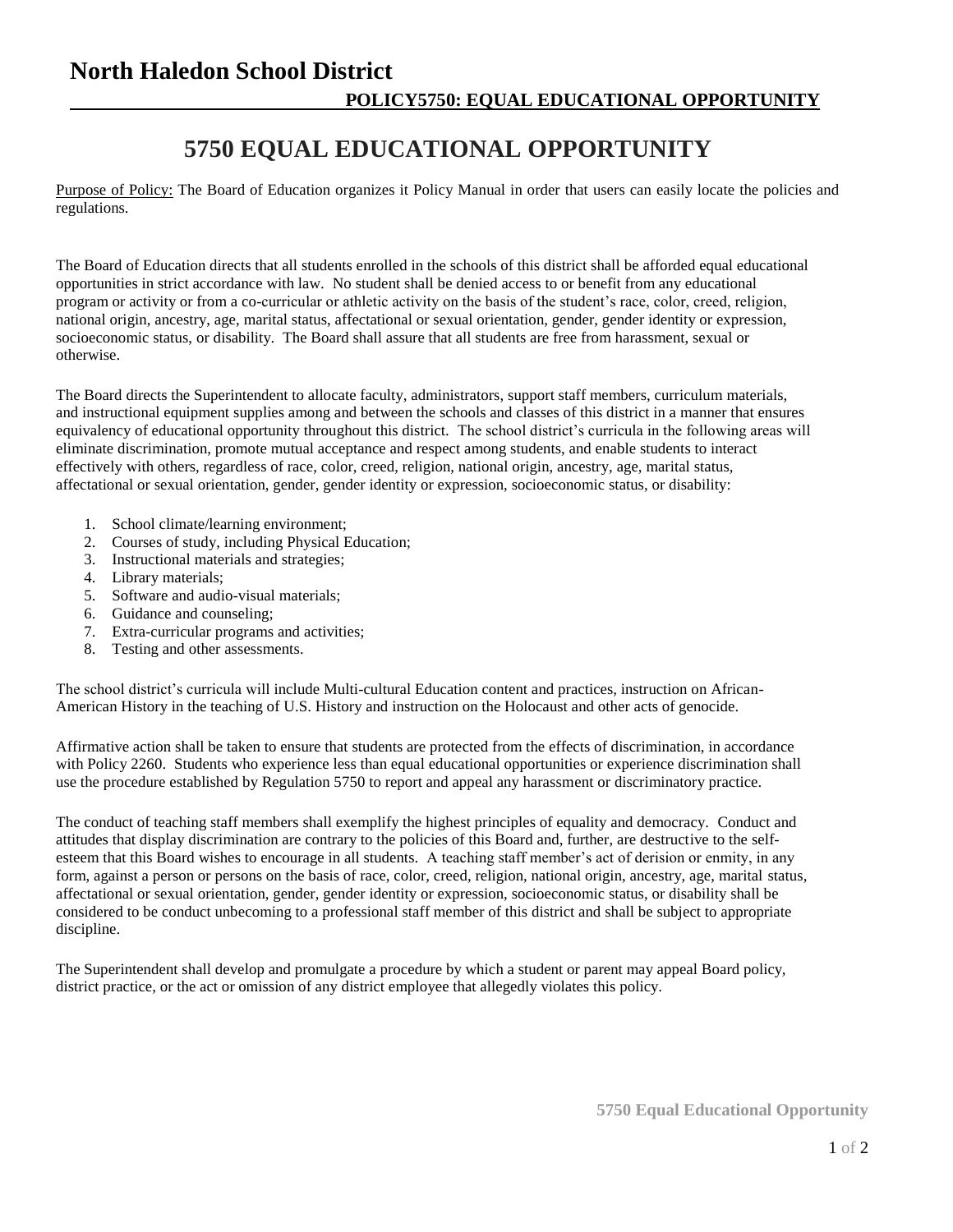# North Haledon School District

## POLICY5750: EQUAL EDUCATIONAL OPPORTUNITY

# 5750 EQUAL EDUCATIONAL OPPORTUNITY

Purpose of Policy: The Board of Education organizes it Policy Manual in order that users can easily locate the policies and regulations.

The Board of Education directs that all students enrolled in the schools of this district shall be afforded equal educational opportunities in strict accordance with law. No student shall be denied access to or benefit from any educational program or activity or from a co-curricular or athletic activity on the basis of the student's race, color, creed, religion, national origin, ancestry, age, marital status, affectational or sexual orientation, gender, gender identity or expression, socioeconomic status, or disability. The Board shall assure that all students are free from harassment, sexual or otherwise.

The Board directs the Superintendent to allocate faculty, administrators, support staff members, curriculum materials, and instructional equipment supplies among and between the schools and classes of this district in a manner that ensures equivalency of educational opportunity throughout this district. The school district's curricula in the following areas will eliminate discrimination, promote mutual acceptance and respect among students, and enable students to interact effectively with others, regardless of race, color, creed, religion, national origin, ancestry, age, marital status, affectational or sexual orientation, gender, gender identity or expression, socioeconomic status, or disability:

1. School climate/learning environment;
2. Courses of study, including Physical Education;
3. Instructional materials and strategies;
4. Library materials;
5. Software and audio-visual materials;
6. Guidance and counseling;
7. Extra-curricular programs and activities;
8. Testing and other assessments.

The school district's curricula will include Multi-cultural Education content and practices, instruction on African-American History in the teaching of U.S. History and instruction on the Holocaust and other acts of genocide.

Affirmative action shall be taken to ensure that students are protected from the effects of discrimination, in accordance with Policy 2260. Students who experience less than equal educational opportunities or experience discrimination shall use the procedure established by Regulation 5750 to report and appeal any harassment or discriminatory practice.

The conduct of teaching staff members shall exemplify the highest principles of equality and democracy. Conduct and attitudes that display discrimination are contrary to the policies of this Board and, further, are destructive to the self-esteem that this Board wishes to encourage in all students. A teaching staff member's act of derision or enmity, in any form, against a person or persons on the basis of race, color, creed, religion, national origin, ancestry, age, marital status, affectational or sexual orientation, gender, gender identity or expression, socioeconomic status, or disability shall be considered to be conduct unbecoming to a professional staff member of this district and shall be subject to appropriate discipline.

The Superintendent shall develop and promulgate a procedure by which a student or parent may appeal Board policy, district practice, or the act or omission of any district employee that allegedly violates this policy.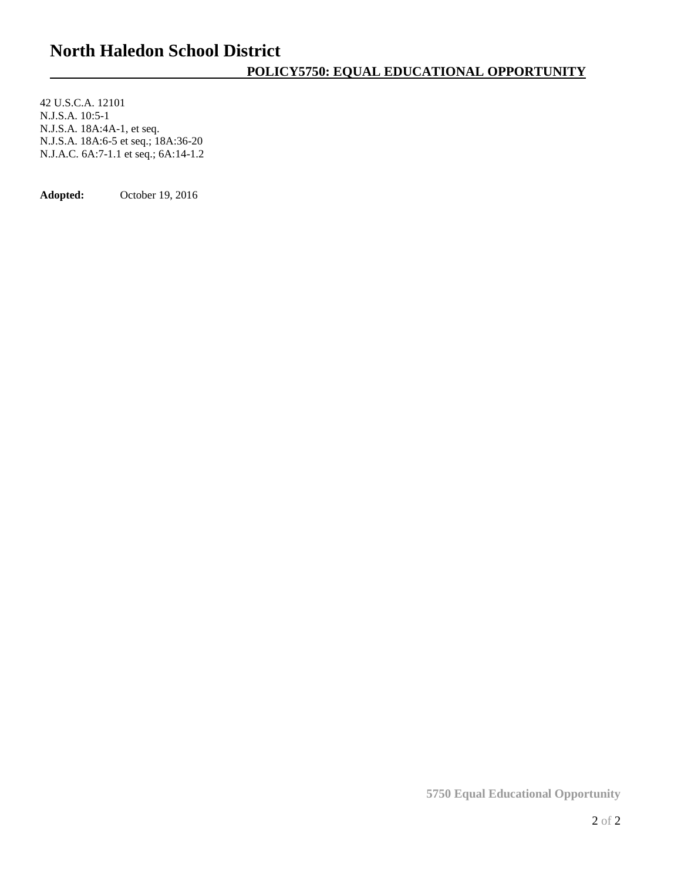42 U.S.C.A. 12101
N.J.S.A. 10:5-1
N.J.S.A. 18A:4A-1, et seq.
N.J.S.A. 18A:6-5 et seq.; 18A:36-20
N.J.A.C. 6A:7-1.1 et seq.; 6A:14-1.2

**Adopted:** October 19, 2016